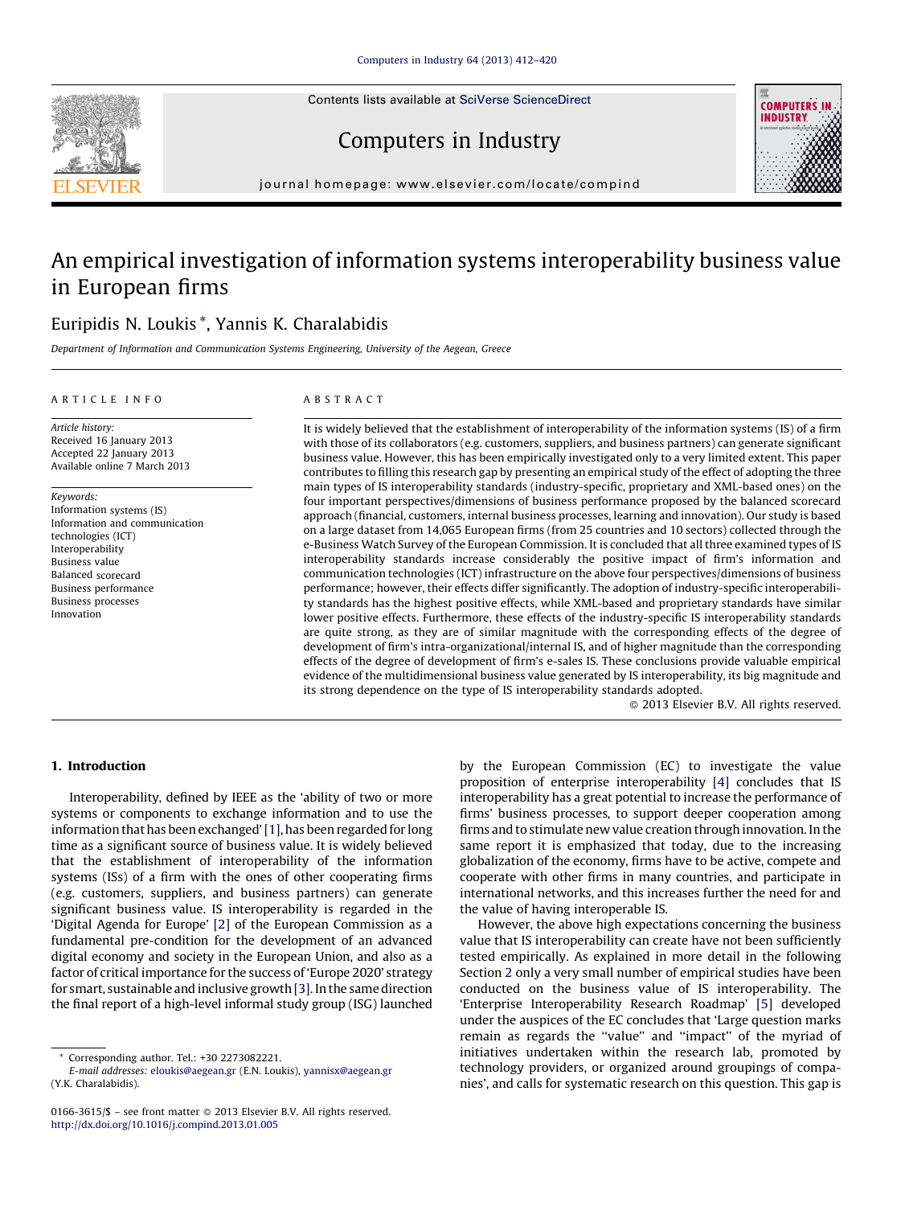# An empirical investigation of information systems interoperability business value in European firms

Euripidis N. Loukis *, Yannis K. Charalabidis

*Department of Information and Communication Systems Engineering, University of the Aegean, Greece*

ARTICLE INFO

*Article history:*
Received 16 January 2013
Accepted 22 January 2013
Available online 7 March 2013

*Keywords:*
Information systems (IS)
Information and communication technologies (ICT)
Interoperability
Business value
Balanced scorecard
Business performance
Business processes
Innovation

ABSTRACT

It is widely believed that the establishment of interoperability of the information systems (IS) of a firm with those of its collaborators (e.g. customers, suppliers, and business partners) can generate significant business value. However, this has been empirically investigated only to a very limited extent. This paper contributes to filling this research gap by presenting an empirical study of the effect of adopting the three main types of IS interoperability standards (industry-specific, proprietary and XML-based ones) on the four important perspectives/dimensions of business performance proposed by the balanced scorecard approach (financial, customers, internal business processes, learning and innovation). Our study is based on a large dataset from 14,065 European firms (from 25 countries and 10 sectors) collected through the e-Business Watch Survey of the European Commission. It is concluded that all three examined types of IS interoperability standards increase considerably the positive impact of firm's information and communication technologies (ICT) infrastructure on the above four perspectives/dimensions of business performance; however, their effects differ significantly. The adoption of industry-specific interoperability standards has the highest positive effects, while XML-based and proprietary standards have similar lower positive effects. Furthermore, these effects of the industry-specific IS interoperability standards are quite strong, as they are of similar magnitude with the corresponding effects of the degree of development of firm's intra-organizational/internal IS, and of higher magnitude than the corresponding effects of the degree of development of firm's e-sales IS. These conclusions provide valuable empirical evidence of the multidimensional business value generated by IS interoperability, its big magnitude and its strong dependence on the type of IS interoperability standards adopted.

© 2013 Elsevier B.V. All rights reserved.

## 1. Introduction

Interoperability, defined by IEEE as the 'ability of two or more systems or components to exchange information and to use the information that has been exchanged' [1], has been regarded for long time as a significant source of business value. It is widely believed that the establishment of interoperability of the information systems (ISs) of a firm with the ones of other cooperating firms (e.g. customers, suppliers, and business partners) can generate significant business value. IS interoperability is regarded in the 'Digital Agenda for Europe' [2] of the European Commission as a fundamental pre-condition for the development of an advanced digital economy and society in the European Union, and also as a factor of critical importance for the success of 'Europe 2020' strategy for smart, sustainable and inclusive growth [3]. In the same direction the final report of a high-level informal study group (ISG) launched by the European Commission (EC) to investigate the value proposition of enterprise interoperability [4] concludes that IS interoperability has a great potential to increase the performance of firms' business processes, to support deeper cooperation among firms and to stimulate new value creation through innovation. In the same report it is emphasized that today, due to the increasing globalization of the economy, firms have to be active, compete and cooperate with other firms in many countries, and participate in international networks, and this increases further the need for and the value of having interoperable IS.

However, the above high expectations concerning the business value that IS interoperability can create have not been sufficiently tested empirically. As explained in more detail in the following Section 2 only a very small number of empirical studies have been conducted on the business value of IS interoperability. The 'Enterprise Interoperability Research Roadmap' [5] developed under the auspices of the EC concludes that 'Large question marks remain as regards the "value" and "impact" of the myriad of initiatives undertaken within the research lab, promoted by technology providers, or organized around groupings of companies', and calls for systematic research on this question. This gap is

* Corresponding author. Tel.: +30 2273082221.
E-mail addresses: eloukis@aegean.gr (E.N. Loukis), yannisx@aegean.gr (Y.K. Charalabidis).

0166-3615/$ – see front matter © 2013 Elsevier B.V. All rights reserved.
http://dx.doi.org/10.1016/j.compind.2013.01.005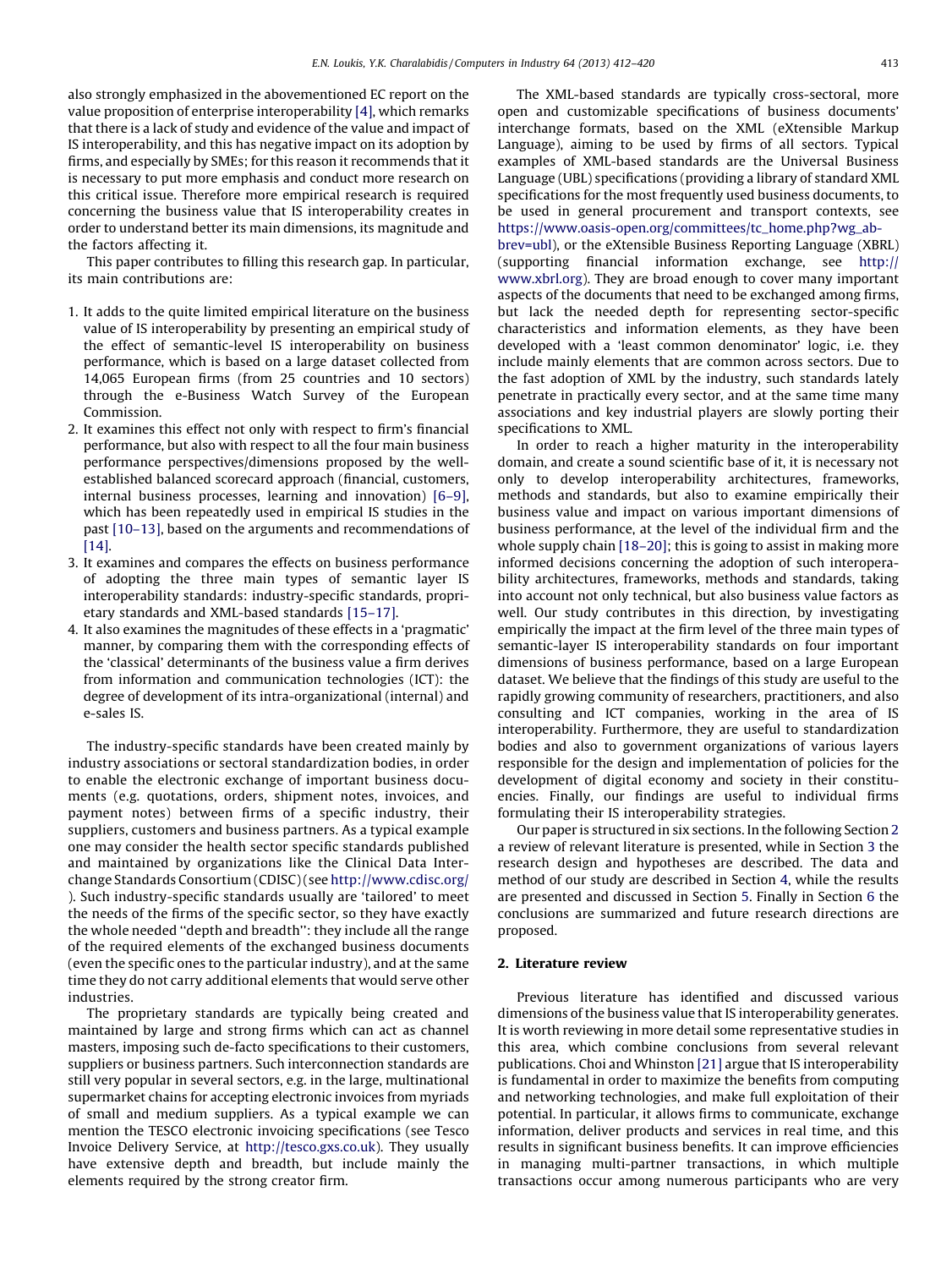also strongly emphasized in the abovementioned EC report on the value proposition of enterprise interoperability [4], which remarks that there is a lack of study and evidence of the value and impact of IS interoperability, and this has negative impact on its adoption by firms, and especially by SMEs; for this reason it recommends that it is necessary to put more emphasis and conduct more research on this critical issue. Therefore more empirical research is required concerning the business value that IS interoperability creates in order to understand better its main dimensions, its magnitude and the factors affecting it.

This paper contributes to filling this research gap. In particular, its main contributions are:

1. It adds to the quite limited empirical literature on the business value of IS interoperability by presenting an empirical study of the effect of semantic-level IS interoperability on business performance, which is based on a large dataset collected from 14,065 European firms (from 25 countries and 10 sectors) through the e-Business Watch Survey of the European Commission.
2. It examines this effect not only with respect to firm's financial performance, but also with respect to all the four main business performance perspectives/dimensions proposed by the well-established balanced scorecard approach (financial, customers, internal business processes, learning and innovation) [6–9], which has been repeatedly used in empirical IS studies in the past [10–13], based on the arguments and recommendations of [14].
3. It examines and compares the effects on business performance of adopting the three main types of semantic layer IS interoperability standards: industry-specific standards, proprietary standards and XML-based standards [15–17].
4. It also examines the magnitudes of these effects in a 'pragmatic' manner, by comparing them with the corresponding effects of the 'classical' determinants of the business value a firm derives from information and communication technologies (ICT): the degree of development of its intra-organizational (internal) and e-sales IS.

The industry-specific standards have been created mainly by industry associations or sectoral standardization bodies, in order to enable the electronic exchange of important business documents (e.g. quotations, orders, shipment notes, invoices, and payment notes) between firms of a specific industry, their suppliers, customers and business partners. As a typical example one may consider the health sector specific standards published and maintained by organizations like the Clinical Data Interchange Standards Consortium (CDISC) (see http://www.cdisc.org/). Such industry-specific standards usually are 'tailored' to meet the needs of the firms of the specific sector, so they have exactly the whole needed ''depth and breadth'': they include all the range of the required elements of the exchanged business documents (even the specific ones to the particular industry), and at the same time they do not carry additional elements that would serve other industries.

The proprietary standards are typically being created and maintained by large and strong firms which can act as channel masters, imposing such de-facto specifications to their customers, suppliers or business partners. Such interconnection standards are still very popular in several sectors, e.g. in the large, multinational supermarket chains for accepting electronic invoices from myriads of small and medium suppliers. As a typical example we can mention the TESCO electronic invoicing specifications (see Tesco Invoice Delivery Service, at http://tesco.gxs.co.uk). They usually have extensive depth and breadth, but include mainly the elements required by the strong creator firm.

The XML-based standards are typically cross-sectoral, more open and customizable specifications of business documents' interchange formats, based on the XML (eXtensible Markup Language), aiming to be used by firms of all sectors. Typical examples of XML-based standards are the Universal Business Language (UBL) specifications (providing a library of standard XML specifications for the most frequently used business documents, to be used in general procurement and transport contexts, see https://www.oasis-open.org/committees/tc_home.php?wg_abbrev=ubl), or the eXtensible Business Reporting Language (XBRL) (supporting financial information exchange, see http://www.xbrl.org). They are broad enough to cover many important aspects of the documents that need to be exchanged among firms, but lack the needed depth for representing sector-specific characteristics and information elements, as they have been developed with a 'least common denominator' logic, i.e. they include mainly elements that are common across sectors. Due to the fast adoption of XML by the industry, such standards lately penetrate in practically every sector, and at the same time many associations and key industrial players are slowly porting their specifications to XML.

In order to reach a higher maturity in the interoperability domain, and create a sound scientific base of it, it is necessary not only to develop interoperability architectures, frameworks, methods and standards, but also to examine empirically their business value and impact on various important dimensions of business performance, at the level of the individual firm and the whole supply chain [18–20]; this is going to assist in making more informed decisions concerning the adoption of such interoperability architectures, frameworks, methods and standards, taking into account not only technical, but also business value factors as well. Our study contributes in this direction, by investigating empirically the impact at the firm level of the three main types of semantic-layer IS interoperability standards on four important dimensions of business performance, based on a large European dataset. We believe that the findings of this study are useful to the rapidly growing community of researchers, practitioners, and also consulting and ICT companies, working in the area of IS interoperability. Furthermore, they are useful to standardization bodies and also to government organizations of various layers responsible for the design and implementation of policies for the development of digital economy and society in their constituencies. Finally, our findings are useful to individual firms formulating their IS interoperability strategies.

Our paper is structured in six sections. In the following Section 2 a review of relevant literature is presented, while in Section 3 the research design and hypotheses are described. The data and method of our study are described in Section 4, while the results are presented and discussed in Section 5. Finally in Section 6 the conclusions are summarized and future research directions are proposed.

## 2. Literature review

Previous literature has identified and discussed various dimensions of the business value that IS interoperability generates. It is worth reviewing in more detail some representative studies in this area, which combine conclusions from several relevant publications. Choi and Whinston [21] argue that IS interoperability is fundamental in order to maximize the benefits from computing and networking technologies, and make full exploitation of their potential. In particular, it allows firms to communicate, exchange information, deliver products and services in real time, and this results in significant business benefits. It can improve efficiencies in managing multi-partner transactions, in which multiple transactions occur among numerous participants who are very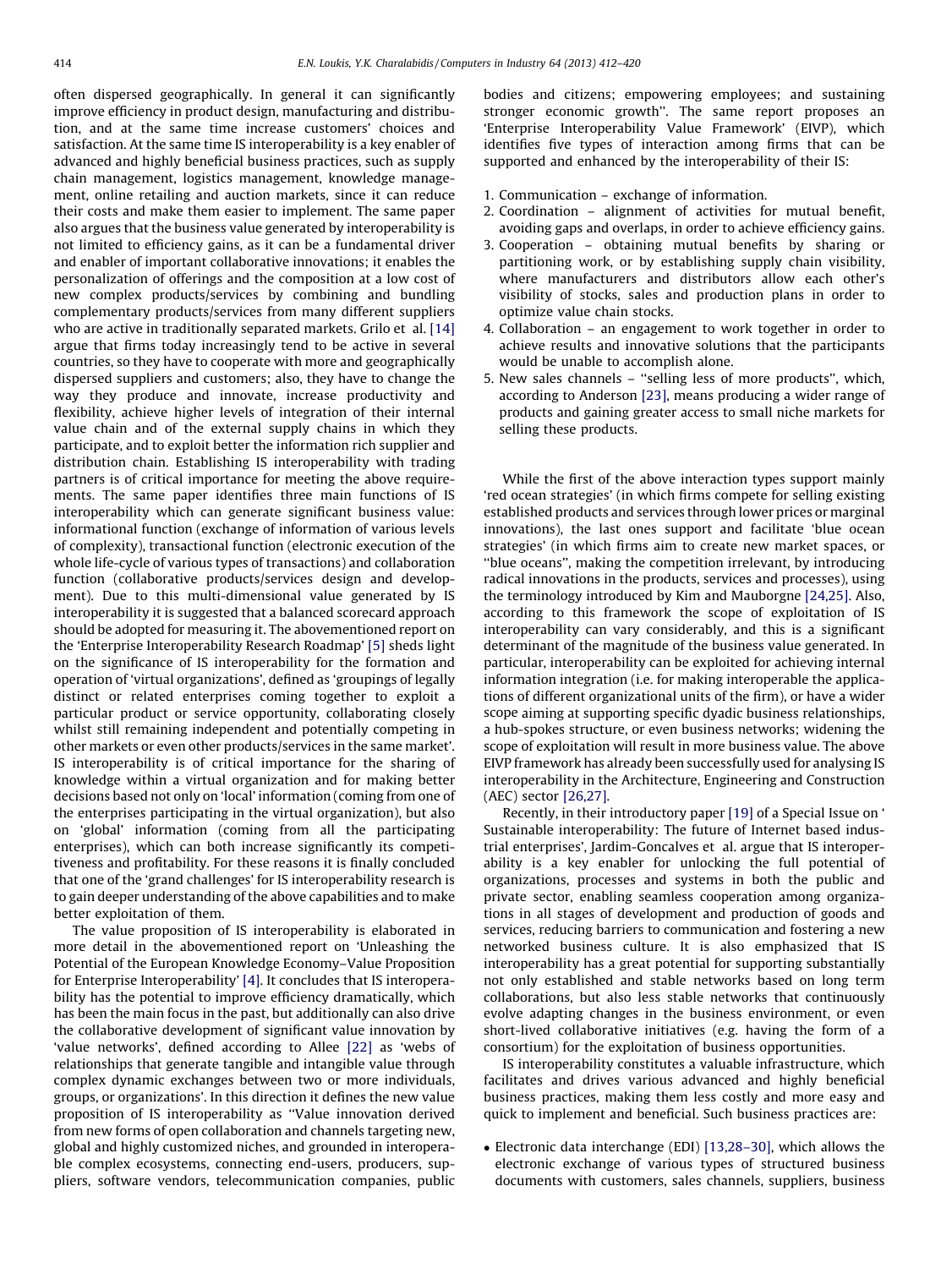often dispersed geographically. In general it can significantly improve efficiency in product design, manufacturing and distribution, and at the same time increase customers' choices and satisfaction. At the same time IS interoperability is a key enabler of advanced and highly beneficial business practices, such as supply chain management, logistics management, knowledge management, online retailing and auction markets, since it can reduce their costs and make them easier to implement. The same paper also argues that the business value generated by interoperability is not limited to efficiency gains, as it can be a fundamental driver and enabler of important collaborative innovations; it enables the personalization of offerings and the composition at a low cost of new complex products/services by combining and bundling complementary products/services from many different suppliers who are active in traditionally separated markets. Grilo et al. [14] argue that firms today increasingly tend to be active in several countries, so they have to cooperate with more and geographically dispersed suppliers and customers; also, they have to change the way they produce and innovate, increase productivity and flexibility, achieve higher levels of integration of their internal value chain and of the external supply chains in which they participate, and to exploit better the information rich supplier and distribution chain. Establishing IS interoperability with trading partners is of critical importance for meeting the above requirements. The same paper identifies three main functions of IS interoperability which can generate significant business value: informational function (exchange of information of various levels of complexity), transactional function (electronic execution of the whole life-cycle of various types of transactions) and collaboration function (collaborative products/services design and development). Due to this multi-dimensional value generated by IS interoperability it is suggested that a balanced scorecard approach should be adopted for measuring it. The abovementioned report on the 'Enterprise Interoperability Research Roadmap' [5] sheds light on the significance of IS interoperability for the formation and operation of 'virtual organizations', defined as 'groupings of legally distinct or related enterprises coming together to exploit a particular product or service opportunity, collaborating closely whilst still remaining independent and potentially competing in other markets or even other products/services in the same market'. IS interoperability is of critical importance for the sharing of knowledge within a virtual organization and for making better decisions based not only on 'local' information (coming from one of the enterprises participating in the virtual organization), but also on 'global' information (coming from all the participating enterprises), which can both increase significantly its competitiveness and profitability. For these reasons it is finally concluded that one of the 'grand challenges' for IS interoperability research is to gain deeper understanding of the above capabilities and to make better exploitation of them.

The value proposition of IS interoperability is elaborated in more detail in the abovementioned report on 'Unleashing the Potential of the European Knowledge Economy–Value Proposition for Enterprise Interoperability' [4]. It concludes that IS interoperability has the potential to improve efficiency dramatically, which has been the main focus in the past, but additionally can also drive the collaborative development of significant value innovation by 'value networks', defined according to Allee [22] as 'webs of relationships that generate tangible and intangible value through complex dynamic exchanges between two or more individuals, groups, or organizations'. In this direction it defines the new value proposition of IS interoperability as "Value innovation derived from new forms of open collaboration and channels targeting new, global and highly customized niches, and grounded in interoperable complex ecosystems, connecting end-users, producers, suppliers, software vendors, telecommunication companies, public bodies and citizens; empowering employees; and sustaining stronger economic growth". The same report proposes an 'Enterprise Interoperability Value Framework' (EIVP), which identifies five types of interaction among firms that can be supported and enhanced by the interoperability of their IS:

1. Communication – exchange of information.
2. Coordination – alignment of activities for mutual benefit, avoiding gaps and overlaps, in order to achieve efficiency gains.
3. Cooperation – obtaining mutual benefits by sharing or partitioning work, or by establishing supply chain visibility, where manufacturers and distributors allow each other's visibility of stocks, sales and production plans in order to optimize value chain stocks.
4. Collaboration – an engagement to work together in order to achieve results and innovative solutions that the participants would be unable to accomplish alone.
5. New sales channels – "selling less of more products", which, according to Anderson [23], means producing a wider range of products and gaining greater access to small niche markets for selling these products.

While the first of the above interaction types support mainly 'red ocean strategies' (in which firms compete for selling existing established products and services through lower prices or marginal innovations), the last ones support and facilitate 'blue ocean strategies' (in which firms aim to create new market spaces, or "blue oceans", making the competition irrelevant, by introducing radical innovations in the products, services and processes), using the terminology introduced by Kim and Mauborgne [24,25]. Also, according to this framework the scope of exploitation of IS interoperability can vary considerably, and this is a significant determinant of the magnitude of the business value generated. In particular, interoperability can be exploited for achieving internal information integration (i.e. for making interoperable the applications of different organizational units of the firm), or have a wider scope aiming at supporting specific dyadic business relationships, a hub-spokes structure, or even business networks; widening the scope of exploitation will result in more business value. The above EIVP framework has already been successfully used for analysing IS interoperability in the Architecture, Engineering and Construction (AEC) sector [26,27].

Recently, in their introductory paper [19] of a Special Issue on 'Sustainable interoperability: The future of Internet based industrial enterprises', Jardim-Goncalves et al. argue that IS interoperability is a key enabler for unlocking the full potential of organizations, processes and systems in both the public and private sector, enabling seamless cooperation among organizations in all stages of development and production of goods and services, reducing barriers to communication and fostering a new networked business culture. It is also emphasized that IS interoperability has a great potential for supporting substantially not only established and stable networks based on long term collaborations, but also less stable networks that continuously evolve adapting changes in the business environment, or even short-lived collaborative initiatives (e.g. having the form of a consortium) for the exploitation of business opportunities.

IS interoperability constitutes a valuable infrastructure, which facilitates and drives various advanced and highly beneficial business practices, making them less costly and more easy and quick to implement and beneficial. Such business practices are:

- Electronic data interchange (EDI) [13,28–30], which allows the electronic exchange of various types of structured business documents with customers, sales channels, suppliers, business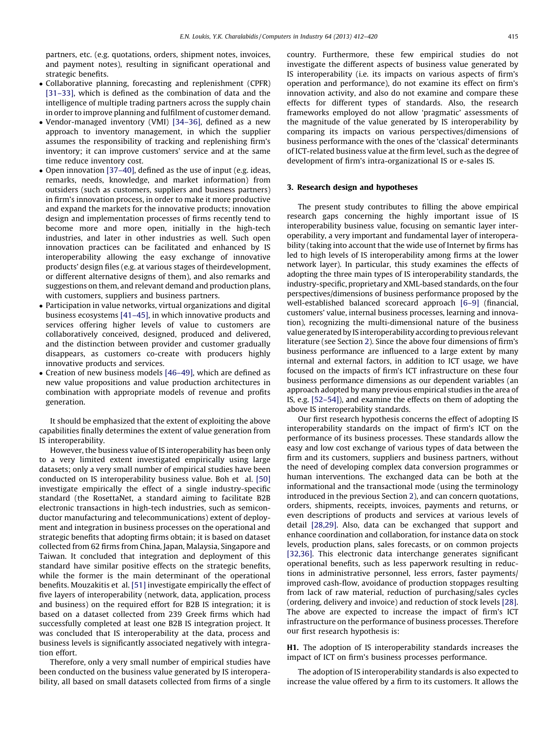partners, etc. (e.g. quotations, orders, shipment notes, invoices, and payment notes), resulting in significant operational and strategic benefits.

- Collaborative planning, forecasting and replenishment (CPFR) [31–33], which is defined as the combination of data and the intelligence of multiple trading partners across the supply chain in order to improve planning and fulfilment of customer demand.
- Vendor-managed inventory (VMI) [34–36], defined as a new approach to inventory management, in which the supplier assumes the responsibility of tracking and replenishing firm's inventory; it can improve customers' service and at the same time reduce inventory cost.
- Open innovation [37–40], defined as the use of input (e.g. ideas, remarks, needs, knowledge, and market information) from outsiders (such as customers, suppliers and business partners) in firm's innovation process, in order to make it more productive and expand the markets for the innovative products; innovation design and implementation processes of firms recently tend to become more and more open, initially in the high-tech industries, and later in other industries as well. Such open innovation practices can be facilitated and enhanced by IS interoperability allowing the easy exchange of innovative products' design files (e.g. at various stages of theirdevelopment, or different alternative designs of them), and also remarks and suggestions on them, and relevant demand and production plans, with customers, suppliers and business partners.
- Participation in value networks, virtual organizations and digital business ecosystems [41–45], in which innovative products and services offering higher levels of value to customers are collaboratively conceived, designed, produced and delivered, and the distinction between provider and customer gradually disappears, as customers co-create with producers highly innovative products and services.
- Creation of new business models [46–49], which are defined as new value propositions and value production architectures in combination with appropriate models of revenue and profits generation.

It should be emphasized that the extent of exploiting the above capabilities finally determines the extent of value generation from IS interoperability.

However, the business value of IS interoperability has been only to a very limited extent investigated empirically using large datasets; only a very small number of empirical studies have been conducted on IS interoperability business value. Boh et al. [50] investigate empirically the effect of a single industry-specific standard (the RosettaNet, a standard aiming to facilitate B2B electronic transactions in high-tech industries, such as semiconductor manufacturing and telecommunications) extent of deployment and integration in business processes on the operational and strategic benefits that adopting firms obtain; it is based on dataset collected from 62 firms from China, Japan, Malaysia, Singapore and Taiwan. It concluded that integration and deployment of this standard have similar positive effects on the strategic benefits, while the former is the main determinant of the operational benefits. Mouzakitis et al. [51] investigate empirically the effect of five layers of interoperability (network, data, application, process and business) on the required effort for B2B IS integration; it is based on a dataset collected from 239 Greek firms which had successfully completed at least one B2B IS integration project. It was concluded that IS interoperability at the data, process and business levels is significantly associated negatively with integration effort.

Therefore, only a very small number of empirical studies have been conducted on the business value generated by IS interoperability, all based on small datasets collected from firms of a single country. Furthermore, these few empirical studies do not investigate the different aspects of business value generated by IS interoperability (i.e. its impacts on various aspects of firm's operation and performance), do not examine its effect on firm's innovation activity, and also do not examine and compare these effects for different types of standards. Also, the research frameworks employed do not allow 'pragmatic' assessments of the magnitude of the value generated by IS interoperability by comparing its impacts on various perspectives/dimensions of business performance with the ones of the 'classical' determinants of ICT-related business value at the firm level, such as the degree of development of firm's intra-organizational IS or e-sales IS.

## 3. Research design and hypotheses

The present study contributes to filling the above empirical research gaps concerning the highly important issue of IS interoperability business value, focusing on semantic layer interoperability, a very important and fundamental layer of interoperability (taking into account that the wide use of Internet by firms has led to high levels of IS interoperability among firms at the lower network layer). In particular, this study examines the effects of adopting the three main types of IS interoperability standards, the industry-specific, proprietary and XML-based standards, on the four perspectives/dimensions of business performance proposed by the well-established balanced scorecard approach [6–9] (financial, customers' value, internal business processes, learning and innovation), recognizing the multi-dimensional nature of the business value generated by IS interoperability according to previous relevant literature (see Section 2). Since the above four dimensions of firm's business performance are influenced to a large extent by many internal and external factors, in addition to ICT usage, we have focused on the impacts of firm's ICT infrastructure on these four business performance dimensions as our dependent variables (an approach adopted by many previous empirical studies in the area of IS, e.g. [52–54]), and examine the effects on them of adopting the above IS interoperability standards.

Our first research hypothesis concerns the effect of adopting IS interoperability standards on the impact of firm's ICT on the performance of its business processes. These standards allow the easy and low cost exchange of various types of data between the firm and its customers, suppliers and business partners, without the need of developing complex data conversion programmes or human interventions. The exchanged data can be both at the informational and the transactional mode (using the terminology introduced in the previous Section 2), and can concern quotations, orders, shipments, receipts, invoices, payments and returns, or even descriptions of products and services at various levels of detail [28,29]. Also, data can be exchanged that support and enhance coordination and collaboration, for instance data on stock levels, production plans, sales forecasts, or on common projects [32,36]. This electronic data interchange generates significant operational benefits, such as less paperwork resulting in reductions in administrative personnel, less errors, faster payments/improved cash-flow, avoidance of production stoppages resulting from lack of raw material, reduction of purchasing/sales cycles (ordering, delivery and invoice) and reduction of stock levels [28]. The above are expected to increase the impact of firm's ICT infrastructure on the performance of business processes. Therefore our first research hypothesis is:

**H1.** The adoption of IS interoperability standards increases the impact of ICT on firm's business processes performance.

The adoption of IS interoperability standards is also expected to increase the value offered by a firm to its customers. It allows the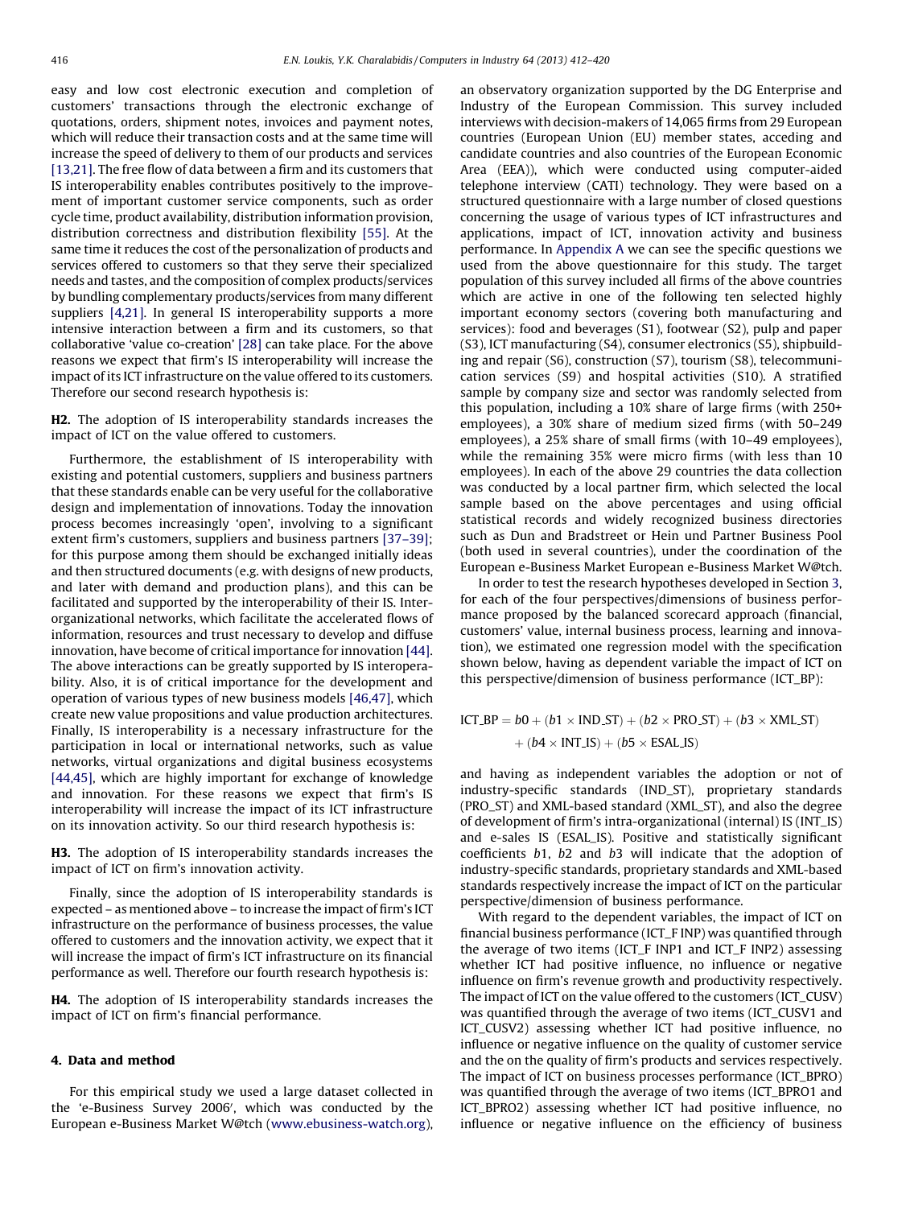easy and low cost electronic execution and completion of customers' transactions through the electronic exchange of quotations, orders, shipment notes, invoices and payment notes, which will reduce their transaction costs and at the same time will increase the speed of delivery to them of our products and services [13,21]. The free flow of data between a firm and its customers that IS interoperability enables contributes positively to the improvement of important customer service components, such as order cycle time, product availability, distribution information provision, distribution correctness and distribution flexibility [55]. At the same time it reduces the cost of the personalization of products and services offered to customers so that they serve their specialized needs and tastes, and the composition of complex products/services by bundling complementary products/services from many different suppliers [4,21]. In general IS interoperability supports a more intensive interaction between a firm and its customers, so that collaborative 'value co-creation' [28] can take place. For the above reasons we expect that firm's IS interoperability will increase the impact of its ICT infrastructure on the value offered to its customers. Therefore our second research hypothesis is:

**H2.** The adoption of IS interoperability standards increases the impact of ICT on the value offered to customers.

Furthermore, the establishment of IS interoperability with existing and potential customers, suppliers and business partners that these standards enable can be very useful for the collaborative design and implementation of innovations. Today the innovation process becomes increasingly 'open', involving to a significant extent firm's customers, suppliers and business partners [37–39]; for this purpose among them should be exchanged initially ideas and then structured documents (e.g. with designs of new products, and later with demand and production plans), and this can be facilitated and supported by the interoperability of their IS. Inter-organizational networks, which facilitate the accelerated flows of information, resources and trust necessary to develop and diffuse innovation, have become of critical importance for innovation [44]. The above interactions can be greatly supported by IS interoperability. Also, it is of critical importance for the development and operation of various types of new business models [46,47], which create new value propositions and value production architectures. Finally, IS interoperability is a necessary infrastructure for the participation in local or international networks, such as value networks, virtual organizations and digital business ecosystems [44,45], which are highly important for exchange of knowledge and innovation. For these reasons we expect that firm's IS interoperability will increase the impact of its ICT infrastructure on its innovation activity. So our third research hypothesis is:

**H3.** The adoption of IS interoperability standards increases the impact of ICT on firm's innovation activity.

Finally, since the adoption of IS interoperability standards is expected – as mentioned above – to increase the impact of firm's ICT infrastructure on the performance of business processes, the value offered to customers and the innovation activity, we expect that it will increase the impact of firm's ICT infrastructure on its financial performance as well. Therefore our fourth research hypothesis is:

**H4.** The adoption of IS interoperability standards increases the impact of ICT on firm's financial performance.

## 4. Data and method

For this empirical study we used a large dataset collected in the 'e-Business Survey 2006′, which was conducted by the European e-Business Market W@tch (www.ebusiness-watch.org), an observatory organization supported by the DG Enterprise and Industry of the European Commission. This survey included interviews with decision-makers of 14,065 firms from 29 European countries (European Union (EU) member states, acceding and candidate countries and also countries of the European Economic Area (EEA)), which were conducted using computer-aided telephone interview (CATI) technology. They were based on a structured questionnaire with a large number of closed questions concerning the usage of various types of ICT infrastructures and applications, impact of ICT, innovation activity and business performance. In Appendix A we can see the specific questions we used from the above questionnaire for this study. The target population of this survey included all firms of the above countries which are active in one of the following ten selected highly important economy sectors (covering both manufacturing and services): food and beverages (S1), footwear (S2), pulp and paper (S3), ICT manufacturing (S4), consumer electronics (S5), shipbuilding and repair (S6), construction (S7), tourism (S8), telecommunication services (S9) and hospital activities (S10). A stratified sample by company size and sector was randomly selected from this population, including a 10% share of large firms (with 250+ employees), a 30% share of medium sized firms (with 50–249 employees), a 25% share of small firms (with 10–49 employees), while the remaining 35% were micro firms (with less than 10 employees). In each of the above 29 countries the data collection was conducted by a local partner firm, which selected the local sample based on the above percentages and using official statistical records and widely recognized business directories such as Dun and Bradstreet or Hein und Partner Business Pool (both used in several countries), under the coordination of the European e-Business Market European e-Business Market W@tch.

In order to test the research hypotheses developed in Section 3, for each of the four perspectives/dimensions of business performance proposed by the balanced scorecard approach (financial, customers' value, internal business process, learning and innovation), we estimated one regression model with the specification shown below, having as dependent variable the impact of ICT on this perspective/dimension of business performance (ICT_BP):

$$\text{ICT\_BP} = b0 + (b1 \times \text{IND\_ST}) + (b2 \times \text{PRO\_ST}) + (b3 \times \text{XML\_ST}) + (b4 \times \text{INT\_IS}) + (b5 \times \text{ESAL\_IS})$$

and having as independent variables the adoption or not of industry-specific standards (IND_ST), proprietary standards (PRO_ST) and XML-based standard (XML_ST), and also the degree of development of firm's intra-organizational (internal) IS (INT_IS) and e-sales IS (ESAL_IS). Positive and statistically significant coefficients $b1$, $b2$ and $b3$ will indicate that the adoption of industry-specific standards, proprietary standards and XML-based standards respectively increase the impact of ICT on the particular perspective/dimension of business performance.

With regard to the dependent variables, the impact of ICT on financial business performance (ICT_F INP) was quantified through the average of two items (ICT_F INP1 and ICT_F INP2) assessing whether ICT had positive influence, no influence or negative influence on firm's revenue growth and productivity respectively. The impact of ICT on the value offered to the customers (ICT_CUSV) was quantified through the average of two items (ICT_CUSV1 and ICT_CUSV2) assessing whether ICT had positive influence, no influence or negative influence on the quality of customer service and the on the quality of firm's products and services respectively. The impact of ICT on business processes performance (ICT_BPRO) was quantified through the average of two items (ICT_BPRO1 and ICT_BPRO2) assessing whether ICT had positive influence, no influence or negative influence on the efficiency of business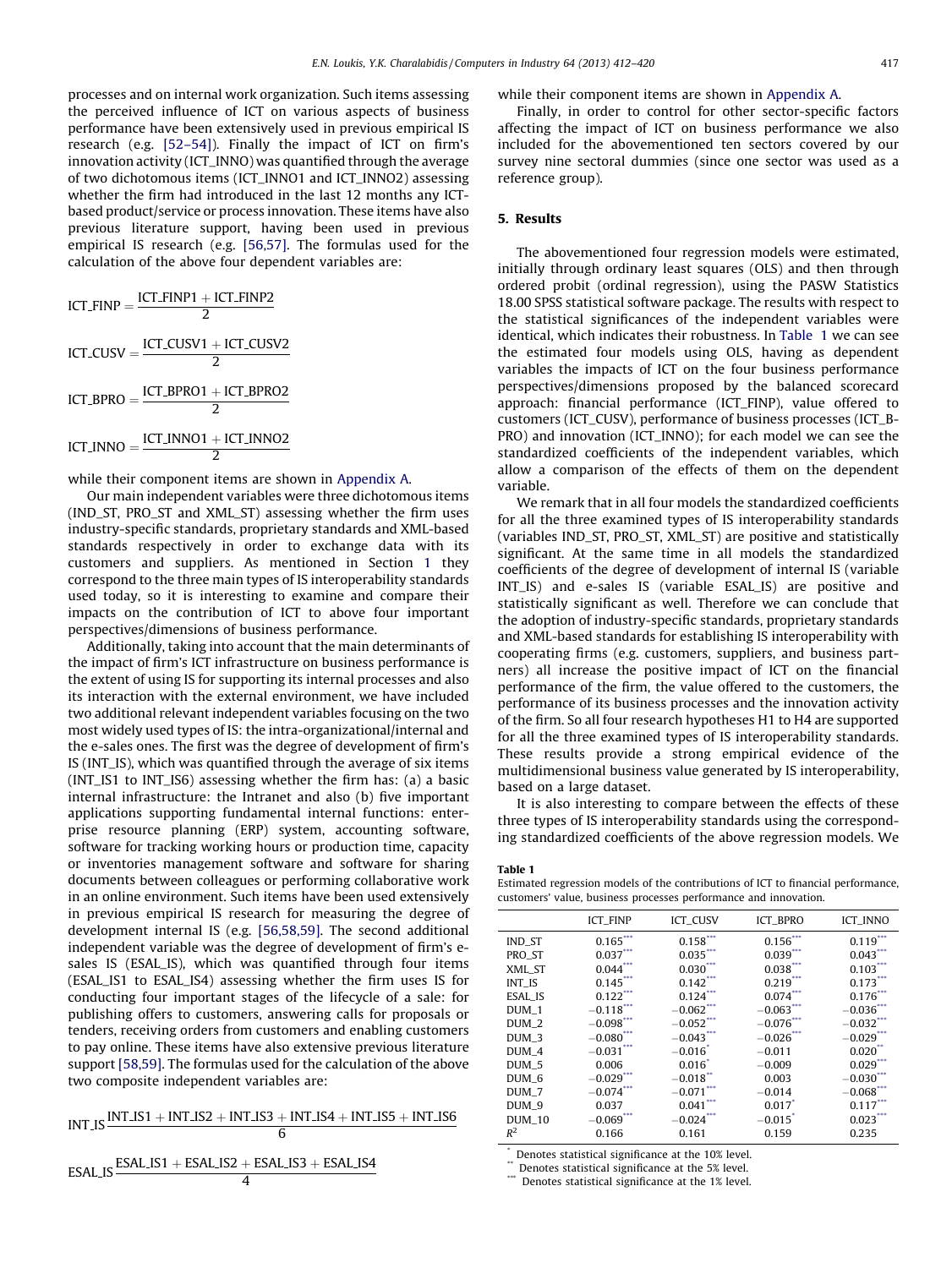processes and on internal work organization. Such items assessing the perceived influence of ICT on various aspects of business performance have been extensively used in previous empirical IS research (e.g. [52–54]). Finally the impact of ICT on firm's innovation activity (ICT_INNO) was quantified through the average of two dichotomous items (ICT_INNO1 and ICT_INNO2) assessing whether the firm had introduced in the last 12 months any ICT-based product/service or process innovation. These items have also previous literature support, having been used in previous empirical IS research (e.g. [56,57]. The formulas used for the calculation of the above four dependent variables are:

$$\text{ICT\_FINP} = \frac{\text{ICT\_FINP1} + \text{ICT\_FINP2}}{2}$$

$$\text{ICT\_CUSV} = \frac{\text{ICT\_CUSV1} + \text{ICT\_CUSV2}}{2}$$

$$\text{ICT\_BPRO} = \frac{\text{ICT\_BPRO1} + \text{ICT\_BPRO2}}{2}$$

$$\text{ICT\_INNO} = \frac{\text{ICT\_INNO1} + \text{ICT\_INNO2}}{2}$$

while their component items are shown in Appendix A.

Our main independent variables were three dichotomous items (IND_ST, PRO_ST and XML_ST) assessing whether the firm uses industry-specific standards, proprietary standards and XML-based standards respectively in order to exchange data with its customers and suppliers. As mentioned in Section 1 they correspond to the three main types of IS interoperability standards used today, so it is interesting to examine and compare their impacts on the contribution of ICT to above four important perspectives/dimensions of business performance.

Additionally, taking into account that the main determinants of the impact of firm's ICT infrastructure on business performance is the extent of using IS for supporting its internal processes and also its interaction with the external environment, we have included two additional relevant independent variables focusing on the two most widely used types of IS: the intra-organizational/internal and the e-sales ones. The first was the degree of development of firm's IS (INT_IS), which was quantified through the average of six items (INT_IS1 to INT_IS6) assessing whether the firm has: (a) a basic internal infrastructure: the Intranet and also (b) five important applications supporting fundamental internal functions: enterprise resource planning (ERP) system, accounting software, software for tracking working hours or production time, capacity or inventories management software and software for sharing documents between colleagues or performing collaborative work in an online environment. Such items have been used extensively in previous empirical IS research for measuring the degree of development internal IS (e.g. [56,58,59]. The second additional independent variable was the degree of development of firm's e-sales IS (ESAL_IS), which was quantified through four items (ESAL_IS1 to ESAL_IS4) assessing whether the firm uses IS for conducting four important stages of the lifecycle of a sale: for publishing offers to customers, answering calls for proposals or tenders, receiving orders from customers and enabling customers to pay online. These items have also extensive previous literature support [58,59]. The formulas used for the calculation of the above two composite independent variables are:

$$\text{INT\_IS}\,\frac{\text{INT\_IS1} + \text{INT\_IS2} + \text{INT\_IS3} + \text{INT\_IS4} + \text{INT\_IS5} + \text{INT\_IS6}}{6}$$

$$\text{ESAL\_IS}\,\frac{\text{ESAL\_IS1} + \text{ESAL\_IS2} + \text{ESAL\_IS3} + \text{ESAL\_IS4}}{4}$$

while their component items are shown in Appendix A.

Finally, in order to control for other sector-specific factors affecting the impact of ICT on business performance we also included for the abovementioned ten sectors covered by our survey nine sectoral dummies (since one sector was used as a reference group).

## 5. Results

The abovementioned four regression models were estimated, initially through ordinary least squares (OLS) and then through ordered probit (ordinal regression), using the PASW Statistics 18.00 SPSS statistical software package. The results with respect to the statistical significances of the independent variables were identical, which indicates their robustness. In Table 1 we can see the estimated four models using OLS, having as dependent variables the impacts of ICT on the four business performance perspectives/dimensions proposed by the balanced scorecard approach: financial performance (ICT_FINP), value offered to customers (ICT_CUSV), performance of business processes (ICT_BPRO) and innovation (ICT_INNO); for each model we can see the standardized coefficients of the independent variables, which allow a comparison of the effects of them on the dependent variable.

We remark that in all four models the standardized coefficients for all the three examined types of IS interoperability standards (variables IND_ST, PRO_ST, XML_ST) are positive and statistically significant. At the same time in all models the standardized coefficients of the degree of development of internal IS (variable INT_IS) and e-sales IS (variable ESAL_IS) are positive and statistically significant as well. Therefore we can conclude that the adoption of industry-specific standards, proprietary standards and XML-based standards for establishing IS interoperability with cooperating firms (e.g. customers, suppliers, and business partners) all increase the positive impact of ICT on the financial performance of the firm, the value offered to the customers, the performance of its business processes and the innovation activity of the firm. So all four research hypotheses H1 to H4 are supported for all the three examined types of IS interoperability standards. These results provide a strong empirical evidence of the multidimensional business value generated by IS interoperability, based on a large dataset.

It is also interesting to compare between the effects of these three types of IS interoperability standards using the corresponding standardized coefficients of the above regression models. We

**Table 1**
Estimated regression models of the contributions of ICT to financial performance, customers' value, business processes performance and innovation.

| | ICT_FINP | ICT_CUSV | ICT_BPRO | ICT_INNO |
|---|---|---|---|---|
| IND_ST | 0.165*** | 0.158*** | 0.156*** | 0.119*** |
| PRO_ST | 0.037*** | 0.035*** | 0.039*** | 0.043*** |
| XML_ST | 0.044*** | 0.030*** | 0.038*** | 0.103*** |
| INT_IS | 0.145*** | 0.142*** | 0.219*** | 0.173*** |
| ESAL_IS | 0.122*** | 0.124*** | 0.074*** | 0.176*** |
| DUM_1 | −0.118*** | −0.062*** | −0.063*** | −0.036*** |
| DUM_2 | −0.098*** | −0.052*** | −0.076*** | −0.032*** |
| DUM_3 | −0.080*** | −0.043*** | −0.026*** | −0.029*** |
| DUM_4 | −0.031*** | −0.016* | −0.011 | 0.020** |
| DUM_5 | 0.006 | 0.016* | −0.009 | 0.029*** |
| DUM_6 | −0.029*** | −0.018** | 0.003 | −0.030*** |
| DUM_7 | −0.074*** | −0.071*** | −0.014 | −0.068*** |
| DUM_9 | 0.037 | 0.041*** | 0.017* | 0.117*** |
| DUM_10 | −0.069*** | −0.024*** | −0.015* | 0.023*** |
| $R^2$ | 0.166 | 0.161 | 0.159 | 0.235 |

\* Denotes statistical significance at the 10% level.
\*\* Denotes statistical significance at the 5% level.
\*\*\* Denotes statistical significance at the 1% level.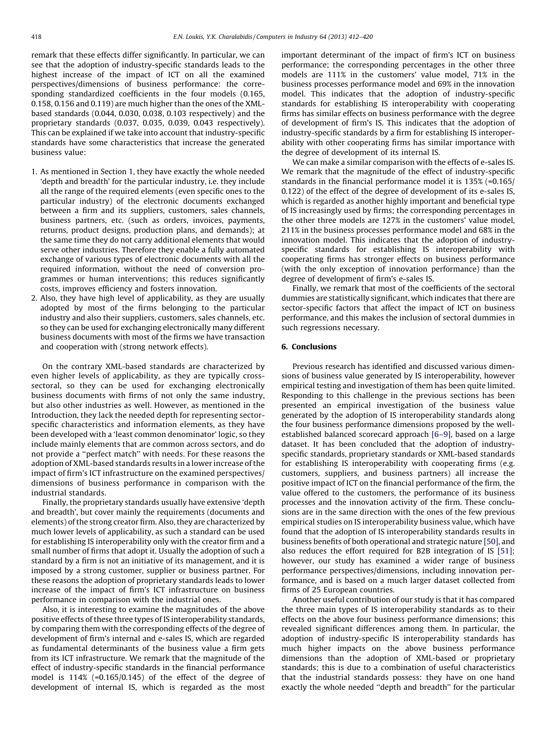remark that these effects differ significantly. In particular, we can see that the adoption of industry-specific standards leads to the highest increase of the impact of ICT on all the examined perspectives/dimensions of business performance: the corresponding standardized coefficients in the four models (0.165, 0.158, 0.156 and 0.119) are much higher than the ones of the XML-based standards (0.044, 0.030, 0.038, 0.103 respectively) and the proprietary standards (0.037, 0.035, 0.039, 0.043 respectively). This can be explained if we take into account that industry-specific standards have some characteristics that increase the generated business value:

1. As mentioned in Section 1, they have exactly the whole needed 'depth and breadth' for the particular industry, i.e. they include all the range of the required elements (even specific ones to the particular industry) of the electronic documents exchanged between a firm and its suppliers, customers, sales channels, business partners, etc. (such as orders, invoices, payments, returns, product designs, production plans, and demands); at the same time they do not carry additional elements that would serve other industries. Therefore they enable a fully automated exchange of various types of electronic documents with all the required information, without the need of conversion programmes or human interventions; this reduces significantly costs, improves efficiency and fosters innovation.
2. Also, they have high level of applicability, as they are usually adopted by most of the firms belonging to the particular industry and also their suppliers, customers, sales channels, etc. so they can be used for exchanging electronically many different business documents with most of the firms we have transaction and cooperation with (strong network effects).

On the contrary XML-based standards are characterized by even higher levels of applicability, as they are typically cross-sectoral, so they can be used for exchanging electronically business documents with firms of not only the same industry, but also other industries as well. However, as mentioned in the Introduction, they lack the needed depth for representing sector-specific characteristics and information elements, as they have been developed with a 'least common denominator' logic, so they include mainly elements that are common across sectors, and do not provide a "perfect match" with needs. For these reasons the adoption of XML-based standards results in a lower increase of the impact of firm's ICT infrastructure on the examined perspectives/dimensions of business performance in comparison with the industrial standards.

Finally, the proprietary standards usually have extensive 'depth and breadth', but cover mainly the requirements (documents and elements) of the strong creator firm. Also, they are characterized by much lower levels of applicability, as such a standard can be used for establishing IS interoperability only with the creator firm and a small number of firms that adopt it. Usually the adoption of such a standard by a firm is not an initiative of its management, and it is imposed by a strong customer, supplier or business partner. For these reasons the adoption of proprietary standards leads to lower increase of the impact of firm's ICT infrastructure on business performance in comparison with the industrial ones.

Also, it is interesting to examine the magnitudes of the above positive effects of these three types of IS interoperability standards, by comparing them with the corresponding effects of the degree of development of firm's internal and e-sales IS, which are regarded as fundamental determinants of the business value a firm gets from its ICT infrastructure. We remark that the magnitude of the effect of industry-specific standards in the financial performance model is 114% (=0.165/0.145) of the effect of the degree of development of internal IS, which is regarded as the most important determinant of the impact of firm's ICT on business performance; the corresponding percentages in the other three models are 111% in the customers' value model, 71% in the business processes performance model and 69% in the innovation model. This indicates that the adoption of industry-specific standards for establishing IS interoperability with cooperating firms has similar effects on business performance with the degree of development of firm's IS. This indicates that the adoption of industry-specific standards by a firm for establishing IS interoperability with other cooperating firms has similar importance with the degree of development of its internal IS.

We can make a similar comparison with the effects of e-sales IS. We remark that the magnitude of the effect of industry-specific standards in the financial performance model it is 135% (=0.165/0.122) of the effect of the degree of development of its e-sales IS, which is regarded as another highly important and beneficial type of IS increasingly used by firms; the corresponding percentages in the other three models are 127% in the customers' value model, 211% in the business processes performance model and 68% in the innovation model. This indicates that the adoption of industry-specific standards for establishing IS interoperability with cooperating firms has stronger effects on business performance (with the only exception of innovation performance) than the degree of development of firm's e-sales IS.

Finally, we remark that most of the coefficients of the sectoral dummies are statistically significant, which indicates that there are sector-specific factors that affect the impact of ICT on business performance, and this makes the inclusion of sectoral dummies in such regressions necessary.

## 6. Conclusions

Previous research has identified and discussed various dimensions of business value generated by IS interoperability, however empirical testing and investigation of them has been quite limited. Responding to this challenge in the previous sections has been presented an empirical investigation of the business value generated by the adoption of IS interoperability standards along the four business performance dimensions proposed by the well-established balanced scorecard approach [6–9], based on a large dataset. It has been concluded that the adoption of industry-specific standards, proprietary standards or XML-based standards for establishing IS interoperability with cooperating firms (e.g. customers, suppliers, and business partners) all increase the positive impact of ICT on the financial performance of the firm, the value offered to the customers, the performance of its business processes and the innovation activity of the firm. These conclusions are in the same direction with the ones of the few previous empirical studies on IS interoperability business value, which have found that the adoption of IS interoperability standards results in business benefits of both operational and strategic nature [50], and also reduces the effort required for B2B integration of IS [51]; however, our study has examined a wider range of business performance perspectives/dimensions, including innovation performance, and is based on a much larger dataset collected from firms of 25 European countries.

Another useful contribution of our study is that it has compared the three main types of IS interoperability standards as to their effects on the above four business performance dimensions; this revealed significant differences among them. In particular, the adoption of industry-specific IS interoperability standards has much higher impacts on the above business performance dimensions than the adoption of XML-based or proprietary standards; this is due to a combination of useful characteristics that the industrial standards possess: they have on one hand exactly the whole needed "depth and breadth" for the particular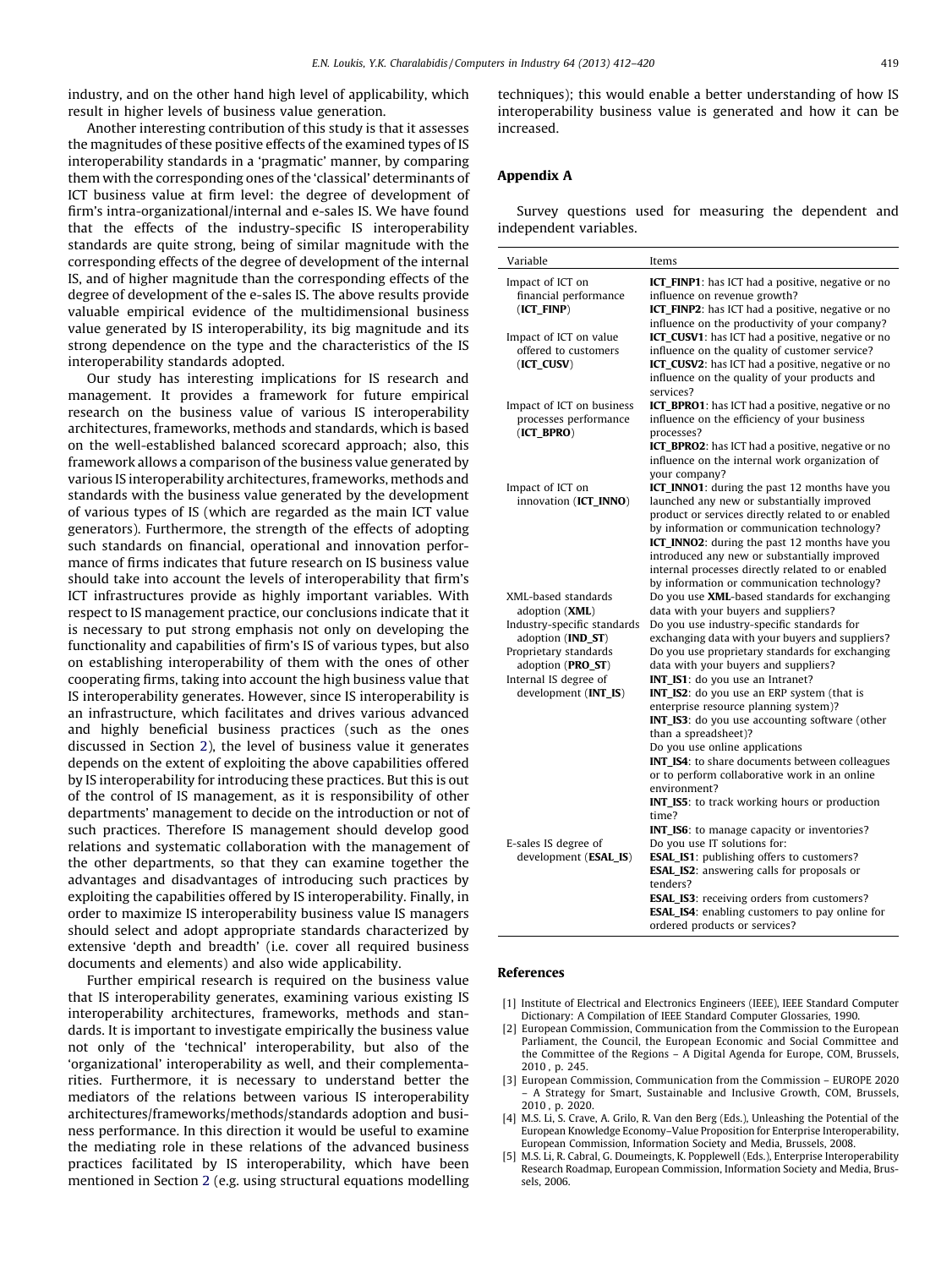industry, and on the other hand high level of applicability, which result in higher levels of business value generation.

Another interesting contribution of this study is that it assesses the magnitudes of these positive effects of the examined types of IS interoperability standards in a 'pragmatic' manner, by comparing them with the corresponding ones of the 'classical' determinants of ICT business value at firm level: the degree of development of firm's intra-organizational/internal and e-sales IS. We have found that the effects of the industry-specific IS interoperability standards are quite strong, being of similar magnitude with the corresponding effects of the degree of development of the internal IS, and of higher magnitude than the corresponding effects of the degree of development of the e-sales IS. The above results provide valuable empirical evidence of the multidimensional business value generated by IS interoperability, its big magnitude and its strong dependence on the type and the characteristics of the IS interoperability standards adopted.

Our study has interesting implications for IS research and management. It provides a framework for future empirical research on the business value of various IS interoperability architectures, frameworks, methods and standards, which is based on the well-established balanced scorecard approach; also, this framework allows a comparison of the business value generated by various IS interoperability architectures, frameworks, methods and standards with the business value generated by the development of various types of IS (which are regarded as the main ICT value generators). Furthermore, the strength of the effects of adopting such standards on financial, operational and innovation performance of firms indicates that future research on IS business value should take into account the levels of interoperability that firm's ICT infrastructures provide as highly important variables. With respect to IS management practice, our conclusions indicate that it is necessary to put strong emphasis not only on developing the functionality and capabilities of firm's IS of various types, but also on establishing interoperability of them with the ones of other cooperating firms, taking into account the high business value that IS interoperability generates. However, since IS interoperability is an infrastructure, which facilitates and drives various advanced and highly beneficial business practices (such as the ones discussed in Section 2), the level of business value it generates depends on the extent of exploiting the above capabilities offered by IS interoperability for introducing these practices. But this is out of the control of IS management, as it is responsibility of other departments' management to decide on the introduction or not of such practices. Therefore IS management should develop good relations and systematic collaboration with the management of the other departments, so that they can examine together the advantages and disadvantages of introducing such practices by exploiting the capabilities offered by IS interoperability. Finally, in order to maximize IS interoperability business value IS managers should select and adopt appropriate standards characterized by extensive 'depth and breadth' (i.e. cover all required business documents and elements) and also wide applicability.

Further empirical research is required on the business value that IS interoperability generates, examining various existing IS interoperability architectures, frameworks, methods and standards. It is important to investigate empirically the business value not only of the 'technical' interoperability, but also of the 'organizational' interoperability as well, and their complementarities. Furthermore, it is necessary to understand better the mediators of the relations between various IS interoperability architectures/frameworks/methods/standards adoption and business performance. In this direction it would be useful to examine the mediating role in these relations of the advanced business practices facilitated by IS interoperability, which have been mentioned in Section 2 (e.g. using structural equations modelling techniques); this would enable a better understanding of how IS interoperability business value is generated and how it can be increased.

## Appendix A

Survey questions used for measuring the dependent and independent variables.

| Variable | Items |
|---|---|
| Impact of ICT on financial performance (**ICT_FINP**) | **ICT_FINP1**: has ICT had a positive, negative or no influence on revenue growth?<br>**ICT_FINP2**: has ICT had a positive, negative or no influence on the productivity of your company? |
| Impact of ICT on value offered to customers (**ICT_CUSV**) | **ICT_CUSV1**: has ICT had a positive, negative or no influence on the quality of customer service?<br>**ICT_CUSV2**: has ICT had a positive, negative or no influence on the quality of your products and services? |
| Impact of ICT on business processes performance (**ICT_BPRO**) | **ICT_BPRO1**: has ICT had a positive, negative or no influence on the efficiency of your business processes?<br>**ICT_BPRO2**: has ICT had a positive, negative or no influence on the internal work organization of your company? |
| Impact of ICT on innovation (**ICT_INNO**) | **ICT_INNO1**: during the past 12 months have you launched any new or substantially improved product or services directly related to or enabled by information or communication technology?<br>**ICT_INNO2**: during the past 12 months have you introduced any new or substantially improved internal processes directly related to or enabled by information or communication technology? |
| XML-based standards adoption (**XML**) | Do you use **XML**-based standards for exchanging data with your buyers and suppliers? |
| Industry-specific standards adoption (**IND_ST**) | Do you use industry-specific standards for exchanging data with your buyers and suppliers? |
| Proprietary standards adoption (**PRO_ST**) | Do you use proprietary standards for exchanging data with your buyers and suppliers? |
| Internal IS degree of development (**INT_IS**) | **INT_IS1**: do you use an Intranet?<br>**INT_IS2**: do you use an ERP system (that is enterprise resource planning system)?<br>**INT_IS3**: do you use accounting software (other than a spreadsheet)?<br>Do you use online applications<br>**INT_IS4**: to share documents between colleagues or to perform collaborative work in an online environment?<br>**INT_IS5**: to track working hours or production time?<br>**INT_IS6**: to manage capacity or inventories? |
| E-sales IS degree of development (**ESAL_IS**) | Do you use IT solutions for:<br>**ESAL_IS1**: publishing offers to customers?<br>**ESAL_IS2**: answering calls for proposals or tenders?<br>**ESAL_IS3**: receiving orders from customers?<br>**ESAL_IS4**: enabling customers to pay online for ordered products or services? |

## References

[1] Institute of Electrical and Electronics Engineers (IEEE), IEEE Standard Computer Dictionary: A Compilation of IEEE Standard Computer Glossaries, 1990.

[2] European Commission, Communication from the Commission to the European Parliament, the Council, the European Economic and Social Committee and the Committee of the Regions – A Digital Agenda for Europe, COM, Brussels, 2010 , p. 245.

[3] European Commission, Communication from the Commission – EUROPE 2020 – A Strategy for Smart, Sustainable and Inclusive Growth, COM, Brussels, 2010 , p. 2020.

[4] M.S. Li, S. Crave, A. Grilo, R. Van den Berg (Eds.), Unleashing the Potential of the European Knowledge Economy–Value Proposition for Enterprise Interoperability, European Commission, Information Society and Media, Brussels, 2008.

[5] M.S. Li, R. Cabral, G. Doumeingts, K. Popplewell (Eds.), Enterprise Interoperability Research Roadmap, European Commission, Information Society and Media, Brussels, 2006.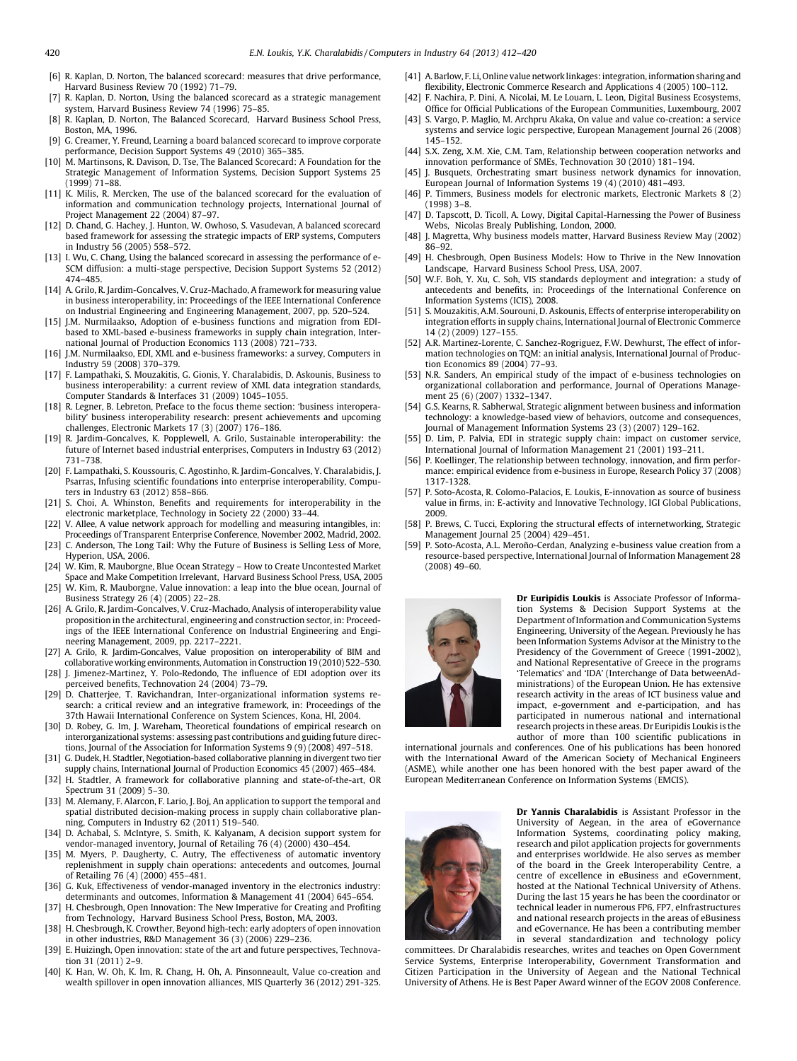[6] R. Kaplan, D. Norton, The balanced scorecard: measures that drive performance, Harvard Business Review 70 (1992) 71–79.

[7] R. Kaplan, D. Norton, Using the balanced scorecard as a strategic management system, Harvard Business Review 74 (1996) 75–85.

[8] R. Kaplan, D. Norton, The Balanced Scorecard, Harvard Business School Press, Boston, MA, 1996.

[9] G. Creamer, Y. Freund, Learning a board balanced scorecard to improve corporate performance, Decision Support Systems 49 (2010) 365–385.

[10] M. Martinsons, R. Davison, D. Tse, The Balanced Scorecard: A Foundation for the Strategic Management of Information Systems, Decision Support Systems 25 (1999) 71–88.

[11] K. Milis, R. Mercken, The use of the balanced scorecard for the evaluation of information and communication technology projects, International Journal of Project Management 22 (2004) 87–97.

[12] D. Chand, G. Hachey, J. Hunton, W. Owhoso, S. Vasudevan, A balanced scorecard based framework for assessing the strategic impacts of ERP systems, Computers in Industry 56 (2005) 558–572.

[13] I. Wu, C. Chang, Using the balanced scorecard in assessing the performance of e-SCM diffusion: a multi-stage perspective, Decision Support Systems 52 (2012) 474–485.

[14] A. Grilo, R. Jardim-Goncalves, V. Cruz-Machado, A framework for measuring value in business interoperability, in: Proceedings of the IEEE International Conference on Industrial Engineering and Engineering Management, 2007, pp. 520–524.

[15] J.M. Nurmilaakso, Adoption of e-business functions and migration from EDI-based to XML-based e-business frameworks in supply chain integration, International Journal of Production Economics 113 (2008) 721–733.

[16] J.M. Nurmilaakso, EDI, XML and e-business frameworks: a survey, Computers in Industry 59 (2008) 370–379.

[17] F. Lampathaki, S. Mouzakitis, G. Gionis, Y. Charalabidis, D. Askounis, Business to business interoperability: a current review of XML data integration standards, Computer Standards & Interfaces 31 (2009) 1045–1055.

[18] R. Legner, B. Lebreton, Preface to the focus theme section: 'business interoperability' business interoperability research: present achievements and upcoming challenges, Electronic Markets 17 (3) (2007) 176–186.

[19] R. Jardim-Goncalves, K. Popplewell, A. Grilo, Sustainable interoperability: the future of Internet based industrial enterprises, Computers in Industry 63 (2012) 731–738.

[20] F. Lampathaki, S. Koussouris, C. Agostinho, R. Jardim-Goncalves, Y. Charalabidis, J. Psarras, Infusing scientific foundations into enterprise interoperability, Computers in Industry 63 (2012) 858–866.

[21] S. Choi, A. Whinston, Benefits and requirements for interoperability in the electronic marketplace, Technology in Society 22 (2000) 33–44.

[22] V. Allee, A value network approach for modelling and measuring intangibles, in: Proceedings of Transparent Enterprise Conference, November 2002, Madrid, 2002.

[23] C. Anderson, The Long Tail: Why the Future of Business is Selling Less of More, Hyperion, USA, 2006.

[24] W. Kim, R. Mauborgne, Blue Ocean Strategy – How to Create Uncontested Market Space and Make Competition Irrelevant, Harvard Business School Press, USA, 2005

[25] W. Kim, R. Mauborgne, Value innovation: a leap into the blue ocean, Journal of Business Strategy 26 (4) (2005) 22–28.

[26] A. Grilo, R. Jardim-Goncalves, V. Cruz-Machado, Analysis of interoperability value proposition in the architectural, engineering and construction sector, in: Proceedings of the IEEE International Conference on Industrial Engineering and Engineering Management, 2009, pp. 2217–2221.

[27] A. Grilo, R. Jardim-Goncalves, Value proposition on interoperability of BIM and collaborative working environments, Automation in Construction 19 (2010) 522–530.

[28] J. Jimenez-Martinez, Y. Polo-Redondo, The influence of EDI adoption over its perceived benefits, Technovation 24 (2004) 73–79.

[29] D. Chatterjee, T. Ravichandran, Inter-organizational information systems research: a critical review and an integrative framework, in: Proceedings of the 37th Hawaii International Conference on System Sciences, Kona, HI, 2004.

[30] D. Robey, G. Im, J. Wareham, Theoretical foundations of empirical research on interorganizational systems: assessing past contributions and guiding future directions, Journal of the Association for Information Systems 9 (9) (2008) 497–518.

[31] G. Dudek, H. Stadtler, Negotiation-based collaborative planning in divergent two tier supply chains, International Journal of Production Economics 45 (2007) 465–484.

[32] H. Stadtler, A framework for collaborative planning and state-of-the-art, OR Spectrum 31 (2009) 5–30.

[33] M. Alemany, F. Alarcon, F. Lario, J. Boj, An application to support the temporal and spatial distributed decision-making process in supply chain collaborative planning, Computers in Industry 62 (2011) 519–540.

[34] D. Achabal, S. McIntyre, S. Smith, K. Kalyanam, A decision support system for vendor-managed inventory, Journal of Retailing 76 (4) (2000) 430–454.

[35] M. Myers, P. Daugherty, C. Autry, The effectiveness of automatic inventory replenishment in supply chain operations: antecedents and outcomes, Journal of Retailing 76 (4) (2000) 455–481.

[36] G. Kuk, Effectiveness of vendor-managed inventory in the electronics industry: determinants and outcomes, Information & Management 41 (2004) 645–654.

[37] H. Chesbrough, Open Innovation: The New Imperative for Creating and Profiting from Technology, Harvard Business School Press, Boston, MA, 2003.

[38] H. Chesbrough, K. Crowther, Beyond high-tech: early adopters of open innovation in other industries, R&D Management 36 (3) (2006) 229–236.

[39] E. Huizingh, Open innovation: state of the art and future perspectives, Technovation 31 (2011) 2–9.

[40] K. Han, W. Oh, K. Im, R. Chang, H. Oh, A. Pinsonneault, Value co-creation and wealth spillover in open innovation alliances, MIS Quarterly 36 (2012) 291-325.

[41] A. Barlow, F. Li, Online value network linkages: integration, information sharing and flexibility, Electronic Commerce Research and Applications 4 (2005) 100–112.

[42] F. Nachira, P. Dini, A. Nicolai, M. Le Louarn, L. Leon, Digital Business Ecosystems, Office for Official Publications of the European Communities, Luxembourg, 2007

[43] S. Vargo, P. Maglio, M. Archpru Akaka, On value and value co-creation: a service systems and service logic perspective, European Management Journal 26 (2008) 145–152.

[44] S.X. Zeng, X.M. Xie, C.M. Tam, Relationship between cooperation networks and innovation performance of SMEs, Technovation 30 (2010) 181–194.

[45] J. Busquets, Orchestrating smart business network dynamics for innovation, European Journal of Information Systems 19 (4) (2010) 481–493.

[46] P. Timmers, Business models for electronic markets, Electronic Markets 8 (2) (1998) 3–8.

[47] D. Tapscott, D. Ticoll, A. Lowy, Digital Capital-Harnessing the Power of Business Webs, Nicolas Brealy Publishing, London, 2000.

[48] J. Magretta, Why business models matter, Harvard Business Review May (2002) 86–92.

[49] H. Chesbrough, Open Business Models: How to Thrive in the New Innovation Landscape, Harvard Business School Press, USA, 2007.

[50] W.F. Boh, Y. Xu, C. Soh, VIS standards deployment and integration: a study of antecedents and benefits, in: Proceedings of the International Conference on Information Systems (ICIS), 2008.

[51] S. Mouzakitis, A.M. Sourouni, D. Askounis, Effects of enterprise interoperability on integration efforts in supply chains, International Journal of Electronic Commerce 14 (2) (2009) 127–155.

[52] A.R. Martinez-Lorente, C. Sanchez-Rogriguez, F.W. Dewhurst, The effect of information technologies on TQM: an initial analysis, International Journal of Production Economics 89 (2004) 77–93.

[53] N.R. Sanders, An empirical study of the impact of e-business technologies on organizational collaboration and performance, Journal of Operations Management 25 (6) (2007) 1332–1347.

[54] G.S. Kearns, R. Sabherwal, Strategic alignment between business and information technology: a knowledge-based view of behaviors, outcome and consequences, Journal of Management Information Systems 23 (3) (2007) 129–162.

[55] D. Lim, P. Palvia, EDI in strategic supply chain: impact on customer service, International Journal of Information Management 21 (2001) 193–211.

[56] P. Koellinger, The relationship between technology, innovation, and firm performance: empirical evidence from e-business in Europe, Research Policy 37 (2008) 1317-1328.

[57] P. Soto-Acosta, R. Colomo-Palacios, E. Loukis, E-innovation as source of business value in firms, in: E-activity and Innovative Technology, IGI Global Publications, 2009.

[58] P. Brews, C. Tucci, Exploring the structural effects of internetworking, Strategic Management Journal 25 (2004) 429–451.

[59] P. Soto-Acosta, A.L. Meroño-Cerdan, Analyzing e-business value creation from a resource-based perspective, International Journal of Information Management 28 (2008) 49–60.

**Dr Euripidis Loukis** is Associate Professor of Information Systems & Decision Support Systems at the Department of Information and Communication Systems Engineering, University of the Aegean. Previously he has been Information Systems Advisor at the Ministry to the Presidency of the Government of Greece (1991-2002), and National Representative of Greece in the programs 'Telematics' and 'IDA' (Interchange of Data betweenAdministrations) of the European Union. He has extensive research activity in the areas of ICT business value and impact, e-government and e-participation, and has participated in numerous national and international research projects in these areas. Dr Euripidis Loukis is the author of more than 100 scientific publications in international journals and conferences. One of his publications has been honored with the International Award of the American Society of Mechanical Engineers (ASME), while another one has been honored with the best paper award of the European Mediterranean Conference on Information Systems (EMCIS).

**Dr Yannis Charalabidis** is Assistant Professor in the University of Aegean, in the area of eGovernance Information Systems, coordinating policy making, research and pilot application projects for governments and enterprises worldwide. He also serves as member of the board in the Greek Interoperability Centre, a centre of excellence in eBusiness and eGovernment, hosted at the National Technical University of Athens. During the last 15 years he has been the coordinator or technical leader in numerous FP6, FP7, eInfrastructures and national research projects in the areas of eBusiness and eGovernance. He has been a contributing member in several standardization and technology policy committees. Dr Charalabidis researches, writes and teaches on Open Government Service Systems, Enterprise Interoperability, Government Transformation and Citizen Participation in the University of Aegean and the National Technical University of Athens. He is Best Paper Award winner of the EGOV 2008 Conference.